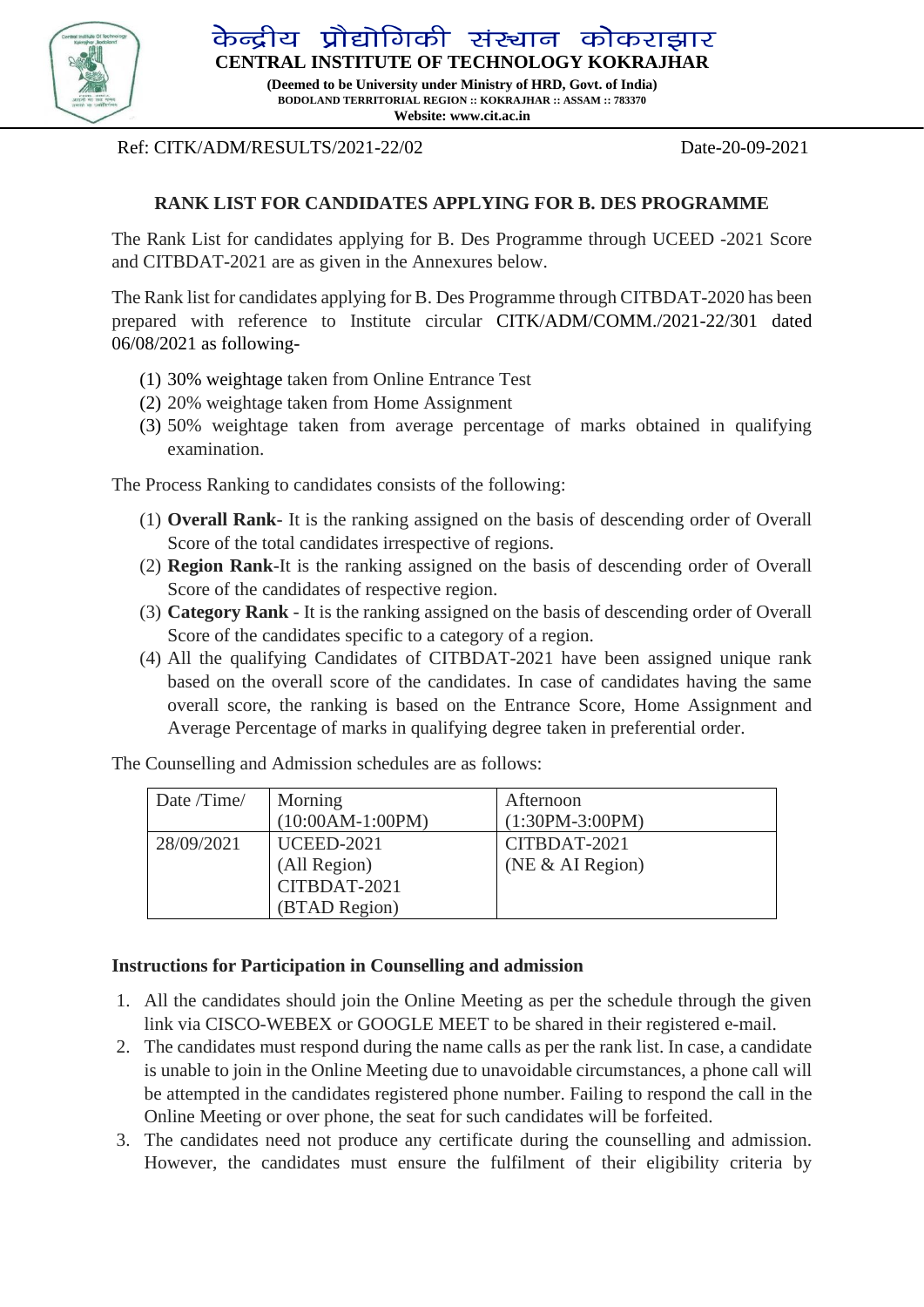# केन्द्रीय प्रौद्योगिकी संस्थान कोकराझार

**CENTRAL INSTITUTE OF TECHNOLOGY KOKRAJHAR**

**(Deemed to be University under Ministry of HRD, Govt. of India)**
**BODOLAND TERRITORIAL REGION :: KOKRAJHAR :: ASSAM :: 783370**
**Website: www.cit.ac.in**

Ref: CITK/ADM/RESULTS/2021-22/02 Date-20-09-2021

## RANK LIST FOR CANDIDATES APPLYING FOR B. DES PROGRAMME

The Rank List for candidates applying for B. Des Programme through UCEED -2021 Score and CITBDAT-2021 are as given in the Annexures below.

The Rank list for candidates applying for B. Des Programme through CITBDAT-2020 has been prepared with reference to Institute circular CITK/ADM/COMM./2021-22/301 dated 06/08/2021 as following-

(1) 30% weightage taken from Online Entrance Test
(2) 20% weightage taken from Home Assignment
(3) 50% weightage taken from average percentage of marks obtained in qualifying examination.

The Process Ranking to candidates consists of the following:

(1) **Overall Rank**- It is the ranking assigned on the basis of descending order of Overall Score of the total candidates irrespective of regions.
(2) **Region Rank**-It is the ranking assigned on the basis of descending order of Overall Score of the candidates of respective region.
(3) **Category Rank** - It is the ranking assigned on the basis of descending order of Overall Score of the candidates specific to a category of a region.
(4) All the qualifying Candidates of CITBDAT-2021 have been assigned unique rank based on the overall score of the candidates. In case of candidates having the same overall score, the ranking is based on the Entrance Score, Home Assignment and Average Percentage of marks in qualifying degree taken in preferential order.

The Counselling and Admission schedules are as follows:

| Date /Time/ | Morning (10:00AM-1:00PM) | Afternoon (1:30PM-3:00PM) |
|---|---|---|
| 28/09/2021 | UCEED-2021 (All Region) CITBDAT-2021 (BTAD Region) | CITBDAT-2021 (NE & AI Region) |

### Instructions for Participation in Counselling and admission

1. All the candidates should join the Online Meeting as per the schedule through the given link via CISCO-WEBEX or GOOGLE MEET to be shared in their registered e-mail.
2. The candidates must respond during the name calls as per the rank list. In case, a candidate is unable to join in the Online Meeting due to unavoidable circumstances, a phone call will be attempted in the candidates registered phone number. Failing to respond the call in the Online Meeting or over phone, the seat for such candidates will be forfeited.
3. The candidates need not produce any certificate during the counselling and admission. However, the candidates must ensure the fulfilment of their eligibility criteria by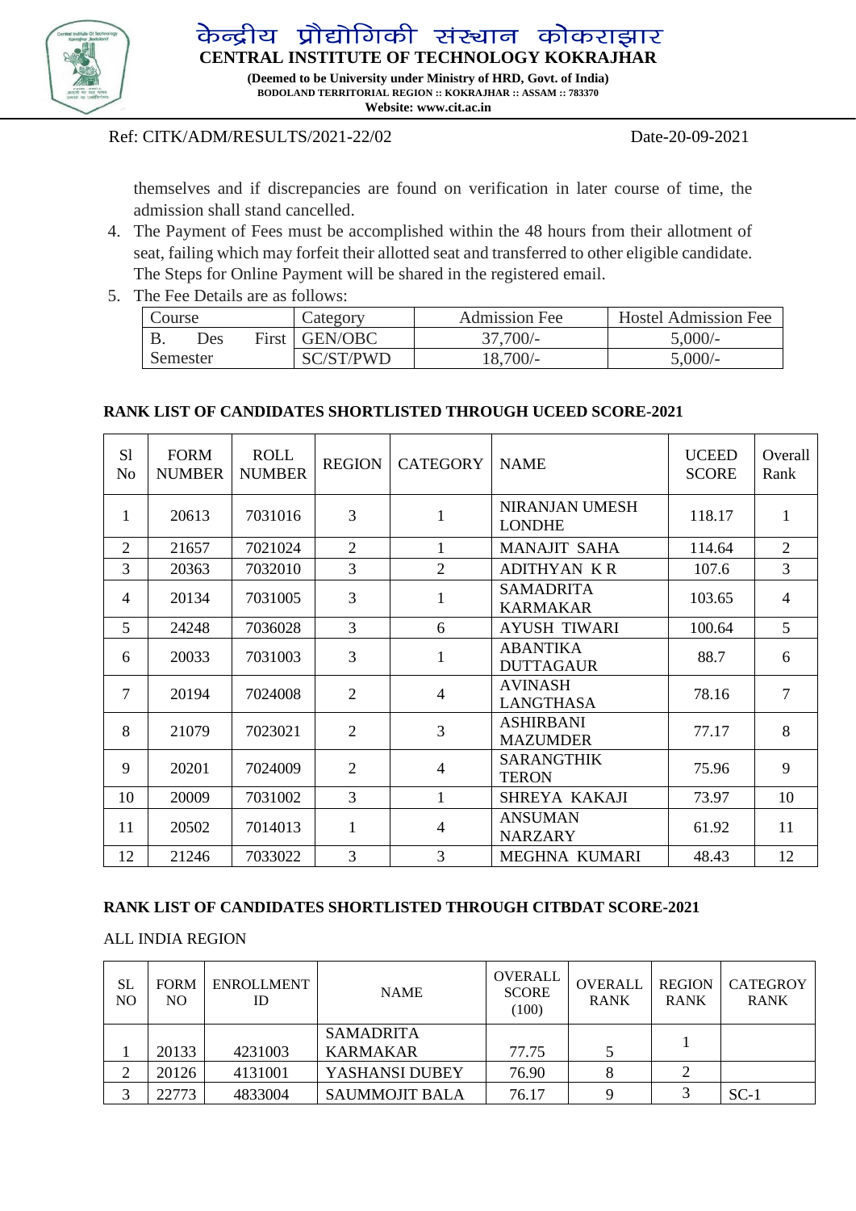# केन्द्रीय प्रौद्योगिकी संस्थान कोकराझार

**CENTRAL INSTITUTE OF TECHNOLOGY KOKRAJHAR**

**(Deemed to be University under Ministry of HRD, Govt. of India)**

**BODOLAND TERRITORIAL REGION :: KOKRAJHAR :: ASSAM :: 783370**

**Website: www.cit.ac.in**

Ref: CITK/ADM/RESULTS/2021-22/02 Date-20-09-2021

themselves and if discrepancies are found on verification in later course of time, the admission shall stand cancelled.

4. The Payment of Fees must be accomplished within the 48 hours from their allotment of seat, failing which may forfeit their allotted seat and transferred to other eligible candidate. The Steps for Online Payment will be shared in the registered email.
5. The Fee Details are as follows:

| Course | Category | Admission Fee | Hostel Admission Fee |
|---|---|---|---|
| B. Des First Semester | GEN/OBC | 37,700/- | 5,000/- |
| | SC/ST/PWD | 18,700/- | 5,000/- |

**RANK LIST OF CANDIDATES SHORTLISTED THROUGH UCEED SCORE-2021**

| Sl No | FORM NUMBER | ROLL NUMBER | REGION | CATEGORY | NAME | UCEED SCORE | Overall Rank |
|---|---|---|---|---|---|---|---|
| 1 | 20613 | 7031016 | 3 | 1 | NIRANJAN UMESH LONDHE | 118.17 | 1 |
| 2 | 21657 | 7021024 | 2 | 1 | MANAJIT SAHA | 114.64 | 2 |
| 3 | 20363 | 7032010 | 3 | 2 | ADITHYAN K R | 107.6 | 3 |
| 4 | 20134 | 7031005 | 3 | 1 | SAMADRITA KARMAKAR | 103.65 | 4 |
| 5 | 24248 | 7036028 | 3 | 6 | AYUSH TIWARI | 100.64 | 5 |
| 6 | 20033 | 7031003 | 3 | 1 | ABANTIKA DUTTAGAUR | 88.7 | 6 |
| 7 | 20194 | 7024008 | 2 | 4 | AVINASH LANGTHASA | 78.16 | 7 |
| 8 | 21079 | 7023021 | 2 | 3 | ASHIRBANI MAZUMDER | 77.17 | 8 |
| 9 | 20201 | 7024009 | 2 | 4 | SARANGTHIK TERON | 75.96 | 9 |
| 10 | 20009 | 7031002 | 3 | 1 | SHREYA KAKAJI | 73.97 | 10 |
| 11 | 20502 | 7014013 | 1 | 4 | ANSUMAN NARZARY | 61.92 | 11 |
| 12 | 21246 | 7033022 | 3 | 3 | MEGHNA KUMARI | 48.43 | 12 |

**RANK LIST OF CANDIDATES SHORTLISTED THROUGH CITBDAT SCORE-2021**

ALL INDIA REGION

| SL NO | FORM NO | ENROLLMENT ID | NAME | OVERALL SCORE (100) | OVERALL RANK | REGION RANK | CATEGROY RANK |
|---|---|---|---|---|---|---|---|
| 1 | 20133 | 4231003 | SAMADRITA KARMAKAR | 77.75 | 5 | 1 | |
| 2 | 20126 | 4131001 | YASHANSI DUBEY | 76.90 | 8 | 2 | |
| 3 | 22773 | 4833004 | SAUMMOJIT BALA | 76.17 | 9 | 3 | SC-1 |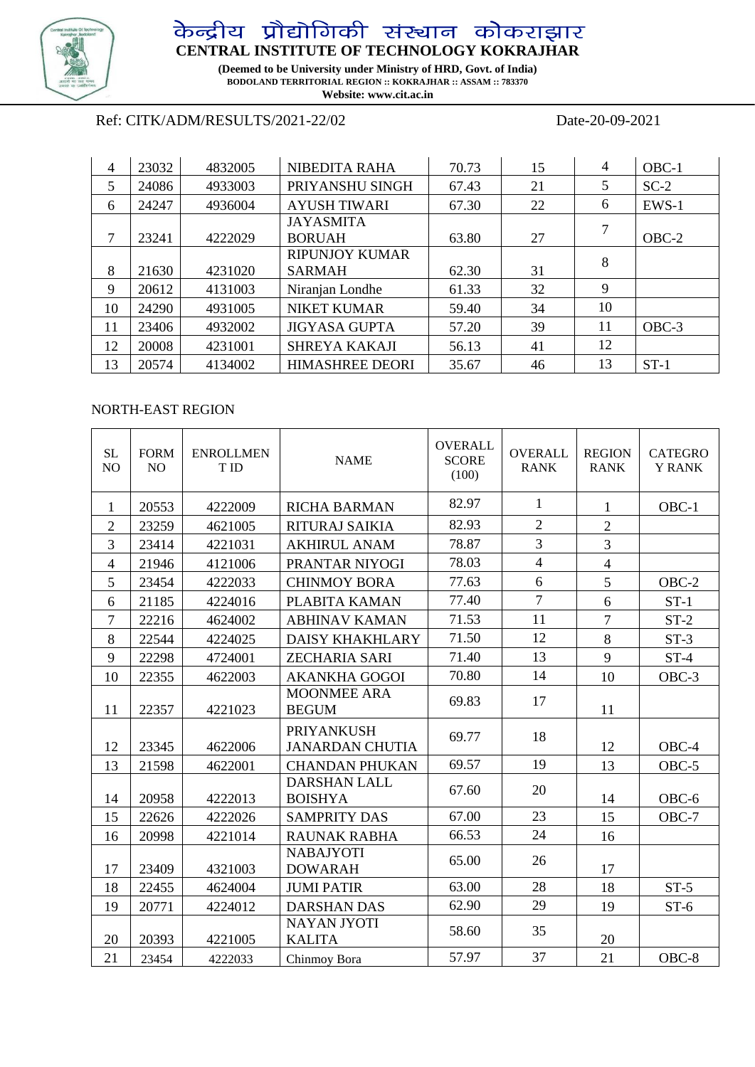# केन्द्रीय प्रौद्योगिकी संस्थान कोकराझार

**CENTRAL INSTITUTE OF TECHNOLOGY KOKRAJHAR**

**(Deemed to be University under Ministry of HRD, Govt. of India)**
**BODOLAND TERRITORIAL REGION :: KOKRAJHAR :: ASSAM :: 783370**
**Website: www.cit.ac.in**

Ref: CITK/ADM/RESULTS/2021-22/02 Date-20-09-2021

| | | | | | | | |
|---|---|---|---|---|---|---|---|
| 4 | 23032 | 4832005 | NIBEDITA RAHA | 70.73 | 15 | 4 | OBC-1 |
| 5 | 24086 | 4933003 | PRIYANSHU SINGH | 67.43 | 21 | 5 | SC-2 |
| 6 | 24247 | 4936004 | AYUSH TIWARI | 67.30 | 22 | 6 | EWS-1 |
| 7 | 23241 | 4222029 | JAYASMITA BORUAH | 63.80 | 27 | 7 | OBC-2 |
| 8 | 21630 | 4231020 | RIPUNJOY KUMAR SARMAH | 62.30 | 31 | 8 | |
| 9 | 20612 | 4131003 | Niranjan Londhe | 61.33 | 32 | 9 | |
| 10 | 24290 | 4931005 | NIKET KUMAR | 59.40 | 34 | 10 | |
| 11 | 23406 | 4932002 | JIGYASA GUPTA | 57.20 | 39 | 11 | OBC-3 |
| 12 | 20008 | 4231001 | SHREYA KAKAJI | 56.13 | 41 | 12 | |
| 13 | 20574 | 4134002 | HIMASHREE DEORI | 35.67 | 46 | 13 | ST-1 |

NORTH-EAST REGION

| SL NO | FORM NO | ENROLLMENT ID | NAME | OVERALL SCORE (100) | OVERALL RANK | REGION RANK | CATEGORY RANK |
|---|---|---|---|---|---|---|---|
| 1 | 20553 | 4222009 | RICHA BARMAN | 82.97 | 1 | 1 | OBC-1 |
| 2 | 23259 | 4621005 | RITURAJ SAIKIA | 82.93 | 2 | 2 | |
| 3 | 23414 | 4221031 | AKHIRUL ANAM | 78.87 | 3 | 3 | |
| 4 | 21946 | 4121006 | PRANTAR NIYOGI | 78.03 | 4 | 4 | |
| 5 | 23454 | 4222033 | CHINMOY BORA | 77.63 | 6 | 5 | OBC-2 |
| 6 | 21185 | 4224016 | PLABITA KAMAN | 77.40 | 7 | 6 | ST-1 |
| 7 | 22216 | 4624002 | ABHINAV KAMAN | 71.53 | 11 | 7 | ST-2 |
| 8 | 22544 | 4224025 | DAISY KHAKHLARY | 71.50 | 12 | 8 | ST-3 |
| 9 | 22298 | 4724001 | ZECHARIA SARI | 71.40 | 13 | 9 | ST-4 |
| 10 | 22355 | 4622003 | AKANKHA GOGOI | 70.80 | 14 | 10 | OBC-3 |
| 11 | 22357 | 4221023 | MOONMEE ARA BEGUM | 69.83 | 17 | 11 | |
| 12 | 23345 | 4622006 | PRIYANKUSH JANARDAN CHUTIA | 69.77 | 18 | 12 | OBC-4 |
| 13 | 21598 | 4622001 | CHANDAN PHUKAN | 69.57 | 19 | 13 | OBC-5 |
| 14 | 20958 | 4222013 | DARSHAN LALL BOISHYA | 67.60 | 20 | 14 | OBC-6 |
| 15 | 22626 | 4222026 | SAMPRITY DAS | 67.00 | 23 | 15 | OBC-7 |
| 16 | 20998 | 4221014 | RAUNAK RABHA | 66.53 | 24 | 16 | |
| 17 | 23409 | 4321003 | NABAJYOTI DOWARAH | 65.00 | 26 | 17 | |
| 18 | 22455 | 4624004 | JUMI PATIR | 63.00 | 28 | 18 | ST-5 |
| 19 | 20771 | 4224012 | DARSHAN DAS | 62.90 | 29 | 19 | ST-6 |
| 20 | 20393 | 4221005 | NAYAN JYOTI KALITA | 58.60 | 35 | 20 | |
| 21 | 23454 | 4222033 | Chinmoy Bora | 57.97 | 37 | 21 | OBC-8 |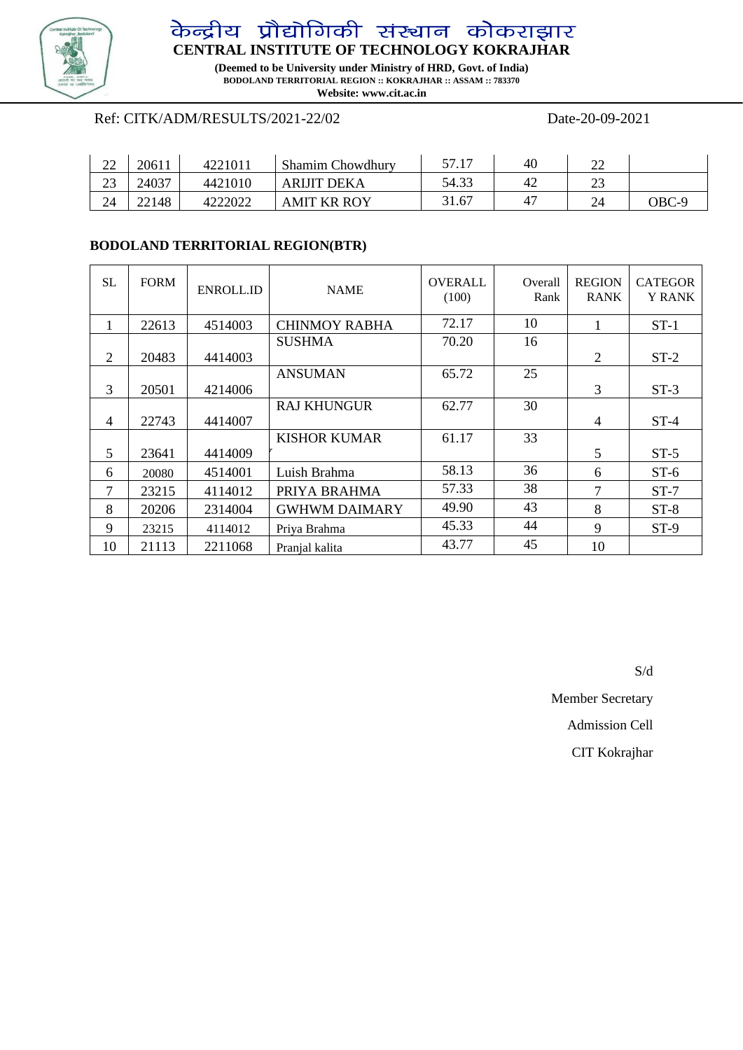# केन्द्रीय प्रौद्योगिकी संस्थान कोकराझार

**CENTRAL INSTITUTE OF TECHNOLOGY KOKRAJHAR**

**(Deemed to be University under Ministry of HRD, Govt. of India)**
**BODOLAND TERRITORIAL REGION :: KOKRAJHAR :: ASSAM :: 783370**
**Website: www.cit.ac.in**

Ref: CITK/ADM/RESULTS/2021-22/02 Date-20-09-2021

| | | | | | | | |
|---|---|---|---|---|---|---|---|
| 22 | 20611 | 4221011 | Shamim Chowdhury | 57.17 | 40 | 22 | |
| 23 | 24037 | 4421010 | ARIJIT DEKA | 54.33 | 42 | 23 | |
| 24 | 22148 | 4222022 | AMIT KR ROY | 31.67 | 47 | 24 | OBC-9 |

**BODOLAND TERRITORIAL REGION(BTR)**

| SL | FORM | ENROLL.ID | NAME | OVERALL (100) | Overall Rank | REGION RANK | CATEGORY RANK |
|---|---|---|---|---|---|---|---|
| 1 | 22613 | 4514003 | CHINMOY RABHA | 72.17 | 10 | 1 | ST-1 |
| 2 | 20483 | 4414003 | SUSHMA | 70.20 | 16 | 2 | ST-2 |
| 3 | 20501 | 4214006 | ANSUMAN | 65.72 | 25 | 3 | ST-3 |
| 4 | 22743 | 4414007 | RAJ KHUNGUR | 62.77 | 30 | 4 | ST-4 |
| 5 | 23641 | 4414009 | KISHOR KUMAR | 61.17 | 33 | 5 | ST-5 |
| 6 | 20080 | 4514001 | Luish Brahma | 58.13 | 36 | 6 | ST-6 |
| 7 | 23215 | 4114012 | PRIYA BRAHMA | 57.33 | 38 | 7 | ST-7 |
| 8 | 20206 | 2314004 | GWHWM DAIMARY | 49.90 | 43 | 8 | ST-8 |
| 9 | 23215 | 4114012 | Priya Brahma | 45.33 | 44 | 9 | ST-9 |
| 10 | 21113 | 2211068 | Pranjal kalita | 43.77 | 45 | 10 | |

S/d

Member Secretary

Admission Cell

CIT Kokrajhar